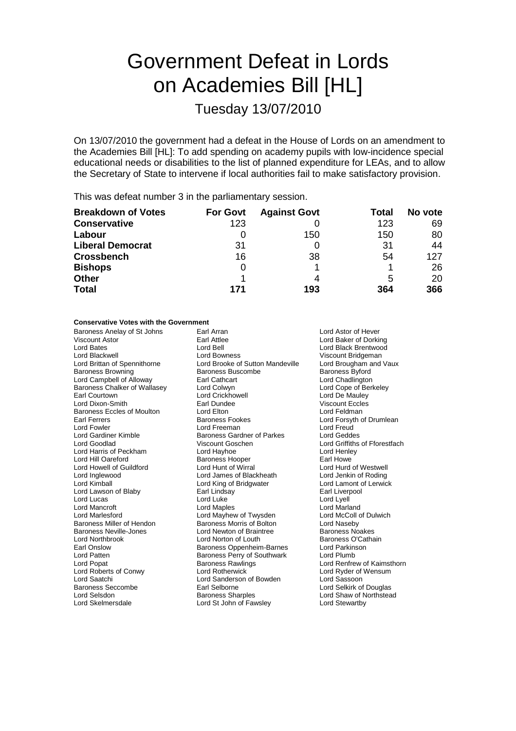# Government Defeat in Lords on Academies Bill [HL]

Tuesday 13/07/2010

On 13/07/2010 the government had a defeat in the House of Lords on an amendment to the Academies Bill [HL]: To add spending on academy pupils with low-incidence special educational needs or disabilities to the list of planned expenditure for LEAs, and to allow the Secretary of State to intervene if local authorities fail to make satisfactory provision.

This was defeat number 3 in the parliamentary session.

| Breakdown of Votes | For Govt | Against Govt | Total | No vote |
|---|---|---|---|---|
| **Conservative** | 123 | 0 | 123 | 69 |
| **Labour** | 0 | 150 | 150 | 80 |
| **Liberal Democrat** | 31 | 0 | 31 | 44 |
| **Crossbench** | 16 | 38 | 54 | 127 |
| **Bishops** | 0 | 1 | 1 | 26 |
| **Other** | 1 | 4 | 5 | 20 |
| **Total** | **171** | **193** | **364** | **366** |

**Conservative Votes with the Government**

Baroness Anelay of St Johns
Earl Arran
Lord Astor of Hever
Viscount Astor
Earl Attlee
Lord Baker of Dorking
Lord Bates
Lord Bell
Lord Black Brentwood
Lord Blackwell
Lord Bowness
Viscount Bridgeman
Lord Brittan of Spennithorne
Lord Brooke of Sutton Mandeville
Lord Brougham and Vaux
Baroness Browning
Baroness Buscombe
Baroness Byford
Lord Campbell of Alloway
Earl Cathcart
Lord Chadlington
Baroness Chalker of Wallasey
Lord Colwyn
Lord Cope of Berkeley
Earl Courtown
Lord Crickhowell
Lord De Mauley
Lord Dixon-Smith
Earl Dundee
Viscount Eccles
Baroness Eccles of Moulton
Lord Elton
Lord Feldman
Earl Ferrers
Baroness Fookes
Lord Forsyth of Drumlean
Lord Fowler
Lord Freeman
Lord Freud
Lord Gardiner Kimble
Baroness Gardner of Parkes
Lord Geddes
Lord Goodlad
Viscount Goschen
Lord Griffiths of Fforestfach
Lord Harris of Peckham
Lord Hayhoe
Lord Henley
Lord Hill Oareford
Baroness Hooper
Earl Howe
Lord Howell of Guildford
Lord Hunt of Wirral
Lord Hurd of Westwell
Lord Inglewood
Lord James of Blackheath
Lord Jenkin of Roding
Lord Kimball
Lord King of Bridgwater
Lord Lamont of Lerwick
Lord Lawson of Blaby
Earl Lindsay
Earl Liverpool
Lord Lucas
Lord Luke
Lord Lyell
Lord Mancroft
Lord Maples
Lord Marland
Lord Marlesford
Lord Mayhew of Twysden
Lord McColl of Dulwich
Baroness Miller of Hendon
Baroness Morris of Bolton
Lord Naseby
Baroness Neville-Jones
Lord Newton of Braintree
Baroness Noakes
Lord Northbrook
Lord Norton of Louth
Baroness O'Cathain
Earl Onslow
Baroness Oppenheim-Barnes
Lord Parkinson
Lord Patten
Baroness Perry of Southwark
Lord Plumb
Lord Popat
Baroness Rawlings
Lord Renfrew of Kaimsthorn
Lord Roberts of Conwy
Lord Rotherwick
Lord Ryder of Wensum
Lord Saatchi
Lord Sanderson of Bowden
Lord Sassoon
Baroness Seccombe
Earl Selborne
Lord Selkirk of Douglas
Lord Selsdon
Baroness Sharples
Lord Shaw of Northstead
Lord Skelmersdale
Lord St John of Fawsley
Lord Stewartby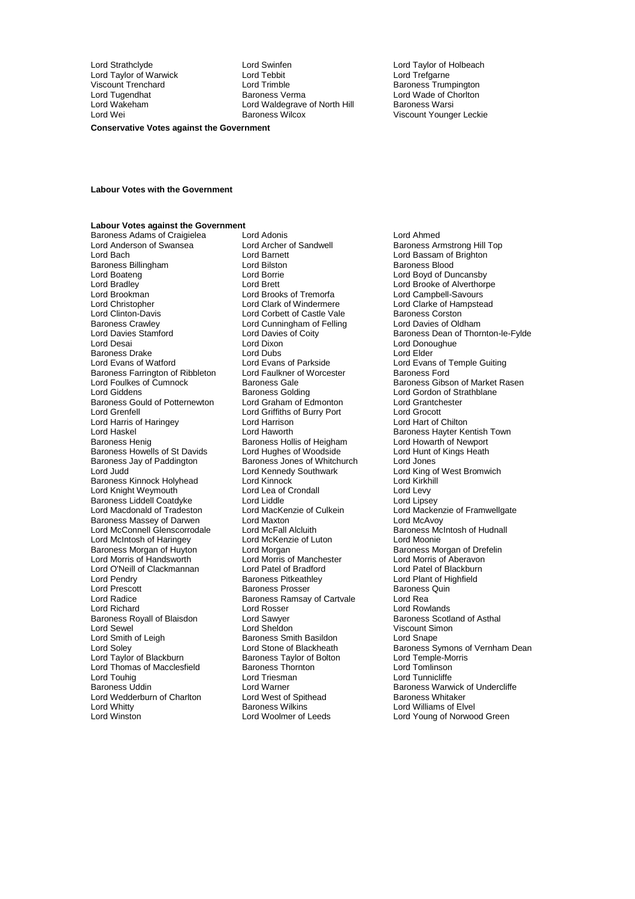Lord Strathclyde
Lord Swinfen
Lord Taylor of Holbeach
Lord Taylor of Warwick
Lord Tebbit
Lord Trefgarne
Viscount Trenchard
Lord Trimble
Baroness Trumpington
Lord Tugendhat
Baroness Verma
Lord Wade of Chorlton
Lord Wakeham
Lord Waldegrave of North Hill
Baroness Warsi
Lord Wei
Baroness Wilcox
Viscount Younger Leckie

**Conservative Votes against the Government**

**Labour Votes with the Government**

**Labour Votes against the Government**

Baroness Adams of Craigielea
Lord Adonis
Lord Ahmed
Lord Anderson of Swansea
Lord Archer of Sandwell
Baroness Armstrong Hill Top
Lord Bach
Lord Barnett
Lord Bassam of Brighton
Baroness Billingham
Lord Bilston
Baroness Blood
Lord Boateng
Lord Borrie
Lord Boyd of Duncansby
Lord Bradley
Lord Brett
Lord Brooke of Alverthorpe
Lord Brookman
Lord Brooks of Tremorfa
Lord Campbell-Savours
Lord Christopher
Lord Clark of Windermere
Lord Clarke of Hampstead
Lord Clinton-Davis
Lord Corbett of Castle Vale
Baroness Corston
Baroness Crawley
Lord Cunningham of Felling
Lord Davies of Oldham
Lord Davies Stamford
Lord Davies of Coity
Baroness Dean of Thornton-le-Fylde
Lord Desai
Lord Dixon
Lord Donoughue
Baroness Drake
Lord Dubs
Lord Elder
Lord Evans of Watford
Lord Evans of Parkside
Lord Evans of Temple Guiting
Baroness Farrington of Ribbleton
Lord Faulkner of Worcester
Baroness Ford
Lord Foulkes of Cumnock
Baroness Gale
Baroness Gibson of Market Rasen
Lord Giddens
Baroness Golding
Lord Gordon of Strathblane
Baroness Gould of Potternewton
Lord Graham of Edmonton
Lord Grantchester
Lord Grenfell
Lord Griffiths of Burry Port
Lord Grocott
Lord Harris of Haringey
Lord Harrison
Lord Hart of Chilton
Lord Haskel
Lord Haworth
Baroness Hayter Kentish Town
Baroness Henig
Baroness Hollis of Heigham
Lord Howarth of Newport
Baroness Howells of St Davids
Lord Hughes of Woodside
Lord Hunt of Kings Heath
Baroness Jay of Paddington
Baroness Jones of Whitchurch
Lord Jones
Lord Judd
Lord Kennedy Southwark
Lord King of West Bromwich
Baroness Kinnock Holyhead
Lord Kinnock
Lord Kirkhill
Lord Knight Weymouth
Lord Lea of Crondall
Lord Levy
Baroness Liddell Coatdyke
Lord Liddle
Lord Lipsey
Lord Macdonald of Tradeston
Lord MacKenzie of Culkein
Lord Mackenzie of Framwellgate
Baroness Massey of Darwen
Lord Maxton
Lord McAvoy
Lord McConnell Glenscorrodale
Lord McFall Alcluith
Baroness McIntosh of Hudnall
Lord McIntosh of Haringey
Lord McKenzie of Luton
Lord Moonie
Baroness Morgan of Huyton
Lord Morgan
Baroness Morgan of Drefelin
Lord Morris of Handsworth
Lord Morris of Manchester
Lord Morris of Aberavon
Lord O'Neill of Clackmannan
Lord Patel of Bradford
Lord Patel of Blackburn
Lord Pendry
Baroness Pitkeathley
Lord Plant of Highfield
Lord Prescott
Baroness Prosser
Baroness Quin
Lord Radice
Baroness Ramsay of Cartvale
Lord Rea
Lord Richard
Lord Rosser
Lord Rowlands
Baroness Royall of Blaisdon
Lord Sawyer
Baroness Scotland of Asthal
Lord Sewel
Lord Sheldon
Viscount Simon
Lord Smith of Leigh
Baroness Smith Basildon
Lord Snape
Lord Soley
Lord Stone of Blackheath
Baroness Symons of Vernham Dean
Lord Taylor of Blackburn
Baroness Taylor of Bolton
Lord Temple-Morris
Lord Thomas of Macclesfield
Baroness Thornton
Lord Tomlinson
Lord Touhig
Lord Triesman
Lord Tunnicliffe
Baroness Uddin
Lord Warner
Baroness Warwick of Undercliffe
Lord Wedderburn of Charlton
Lord West of Spithead
Baroness Whitaker
Lord Whitty
Baroness Wilkins
Lord Williams of Elvel
Lord Winston
Lord Woolmer of Leeds
Lord Young of Norwood Green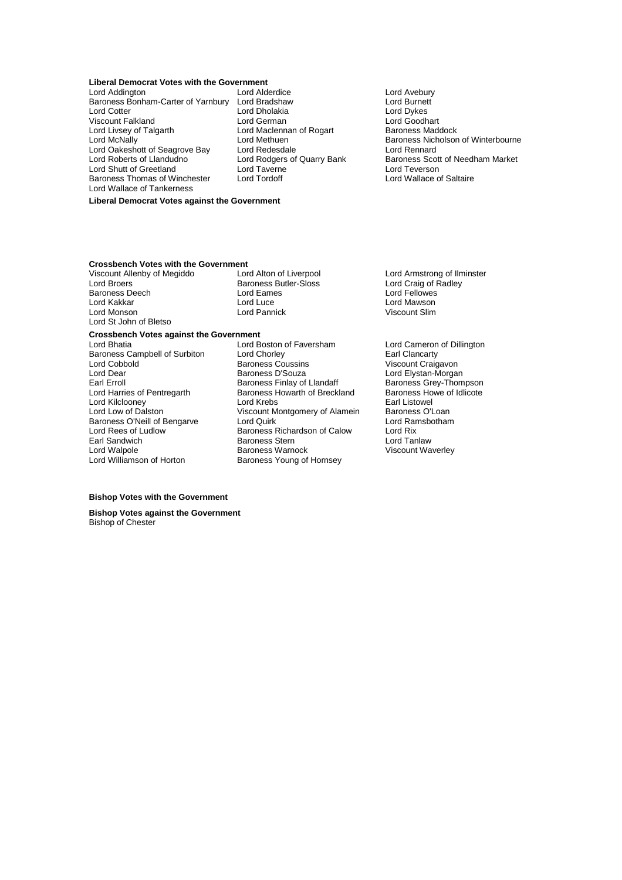**Liberal Democrat Votes with the Government**

Lord Addington
Lord Alderdice
Lord Avebury
Baroness Bonham-Carter of Yarnbury
Lord Bradshaw
Lord Burnett
Lord Cotter
Lord Dholakia
Lord Dykes
Viscount Falkland
Lord German
Lord Goodhart
Lord Livsey of Talgarth
Lord Maclennan of Rogart
Baroness Maddock
Lord McNally
Lord Methuen
Baroness Nicholson of Winterbourne
Lord Oakeshott of Seagrove Bay
Lord Redesdale
Lord Rennard
Lord Roberts of Llandudno
Lord Rodgers of Quarry Bank
Baroness Scott of Needham Market
Lord Shutt of Greetland
Lord Taverne
Lord Teverson
Baroness Thomas of Winchester
Lord Tordoff
Lord Wallace of Saltaire
Lord Wallace of Tankerness

**Liberal Democrat Votes against the Government**

**Crossbench Votes with the Government**

Viscount Allenby of Megiddo
Lord Alton of Liverpool
Lord Armstrong of Ilminster
Lord Broers
Baroness Butler-Sloss
Lord Craig of Radley
Baroness Deech
Lord Eames
Lord Fellowes
Lord Kakkar
Lord Luce
Lord Mawson
Lord Monson
Lord Pannick
Viscount Slim
Lord St John of Bletso

**Crossbench Votes against the Government**

Lord Bhatia
Lord Boston of Faversham
Lord Cameron of Dillington
Baroness Campbell of Surbiton
Lord Chorley
Earl Clancarty
Lord Cobbold
Baroness Coussins
Viscount Craigavon
Lord Dear
Baroness D'Souza
Lord Elystan-Morgan
Earl Erroll
Baroness Finlay of Llandaff
Baroness Grey-Thompson
Lord Harries of Pentregarth
Baroness Howarth of Breckland
Baroness Howe of Idlicote
Lord Kilclooney
Lord Krebs
Earl Listowel
Lord Low of Dalston
Viscount Montgomery of Alamein
Baroness O'Loan
Baroness O'Neill of Bengarve
Lord Quirk
Lord Ramsbotham
Lord Rees of Ludlow
Baroness Richardson of Calow
Lord Rix
Earl Sandwich
Baroness Stern
Lord Tanlaw
Lord Walpole
Baroness Warnock
Viscount Waverley
Lord Williamson of Horton
Baroness Young of Hornsey

**Bishop Votes with the Government**

**Bishop Votes against the Government**

Bishop of Chester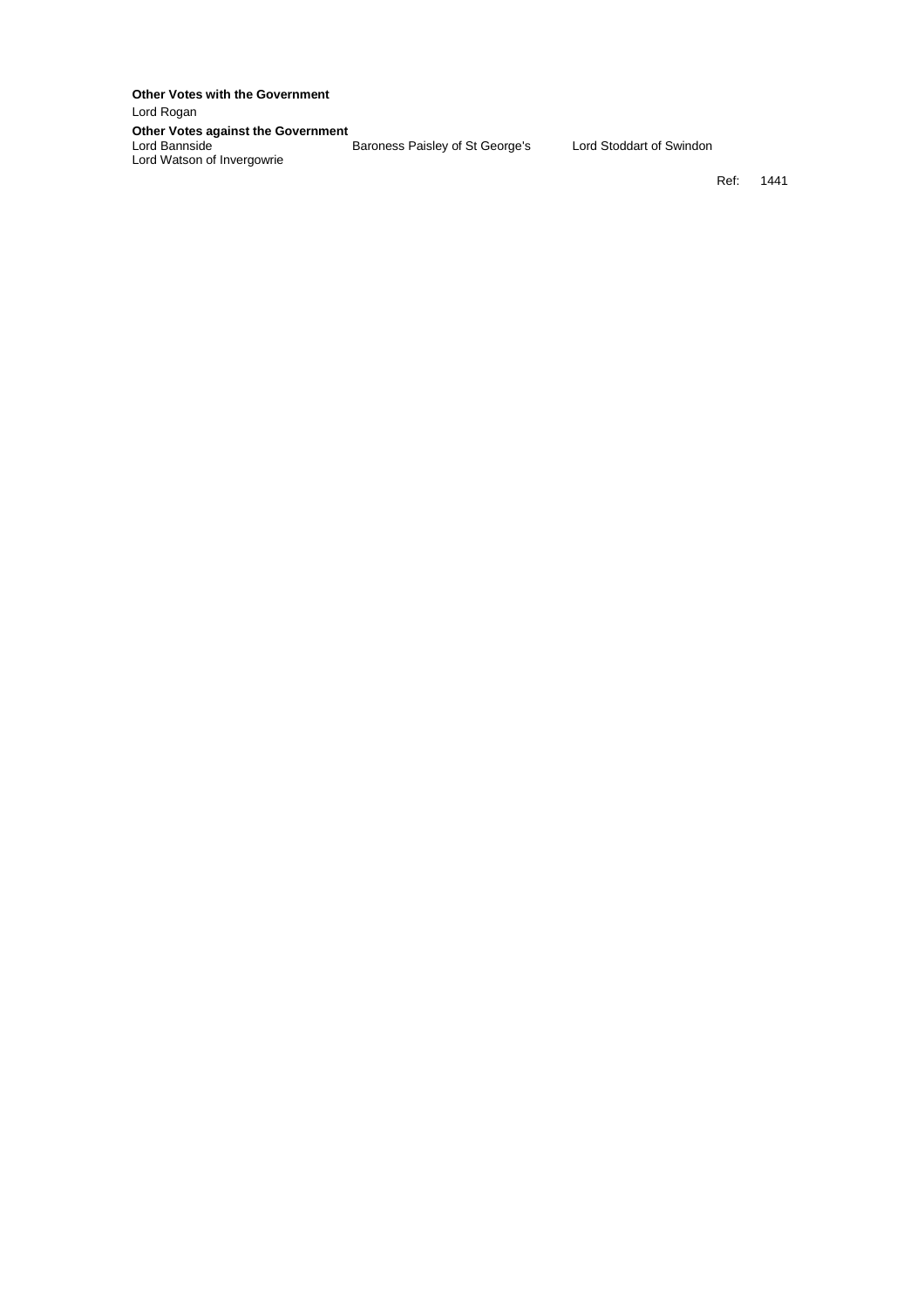**Other Votes with the Government**

Lord Rogan

**Other Votes against the Government**

Lord Bannside
Baroness Paisley of St George's
Lord Stoddart of Swindon
Lord Watson of Invergowrie

Ref: 1441